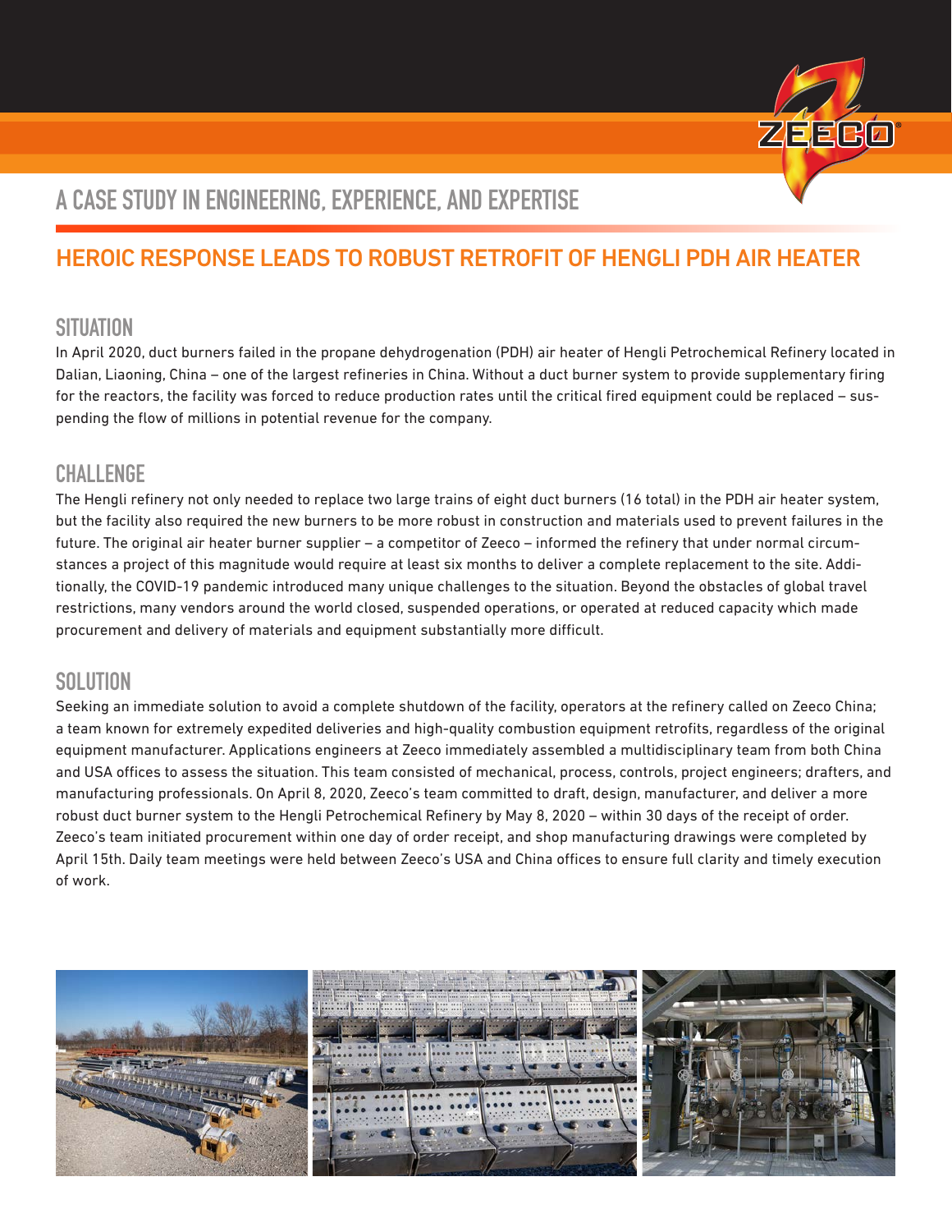# A CASE STUDY IN ENGINEERING, EXPERIENCE, AND EXPERTISE

## HEROIC RESPONSE LEADS TO ROBUST RETROFIT OF HENGLI PDH AIR HEATER

### SITUATION

In April 2020, duct burners failed in the propane dehydrogenation (PDH) air heater of Hengli Petrochemical Refinery located in Dalian, Liaoning, China – one of the largest refineries in China. Without a duct burner system to provide supplementary firing for the reactors, the facility was forced to reduce production rates until the critical fired equipment could be replaced – suspending the flow of millions in potential revenue for the company.

### CHALLENGE

The Hengli refinery not only needed to replace two large trains of eight duct burners (16 total) in the PDH air heater system, but the facility also required the new burners to be more robust in construction and materials used to prevent failures in the future. The original air heater burner supplier – a competitor of Zeeco – informed the refinery that under normal circumstances a project of this magnitude would require at least six months to deliver a complete replacement to the site. Additionally, the COVID-19 pandemic introduced many unique challenges to the situation. Beyond the obstacles of global travel restrictions, many vendors around the world closed, suspended operations, or operated at reduced capacity which made procurement and delivery of materials and equipment substantially more difficult.

### SOLUTION

Seeking an immediate solution to avoid a complete shutdown of the facility, operators at the refinery called on Zeeco China; a team known for extremely expedited deliveries and high-quality combustion equipment retrofits, regardless of the original equipment manufacturer. Applications engineers at Zeeco immediately assembled a multidisciplinary team from both China and USA offices to assess the situation. This team consisted of mechanical, process, controls, project engineers; drafters, and manufacturing professionals. On April 8, 2020, Zeeco's team committed to draft, design, manufacturer, and deliver a more robust duct burner system to the Hengli Petrochemical Refinery by May 8, 2020 – within 30 days of the receipt of order. Zeeco's team initiated procurement within one day of order receipt, and shop manufacturing drawings were completed by April 15th. Daily team meetings were held between Zeeco's USA and China offices to ensure full clarity and timely execution of work.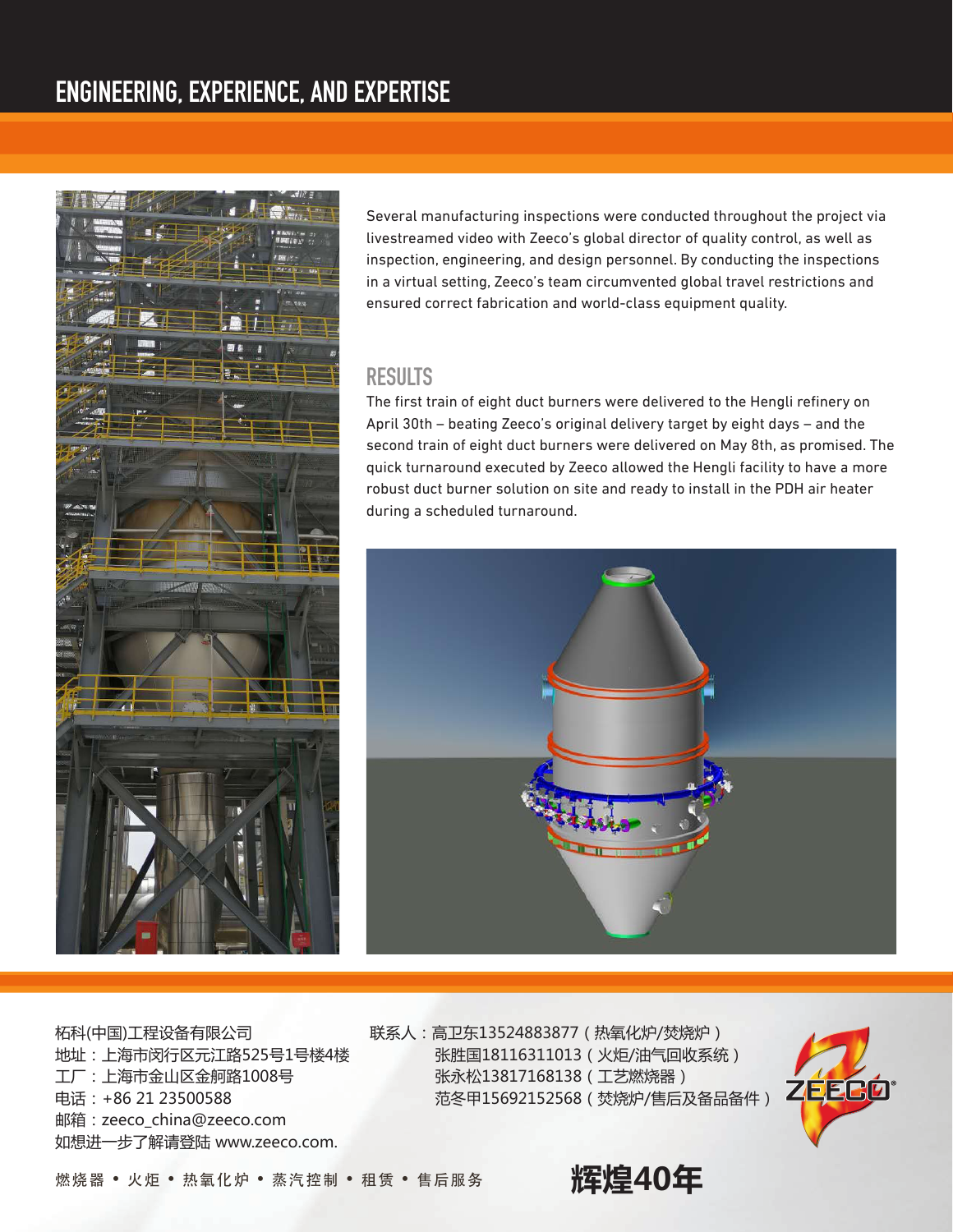## ENGINEERING, EXPERIENCE, AND EXPERTISE

Several manufacturing inspections were conducted throughout the project via livestreamed video with Zeeco's global director of quality control, as well as inspection, engineering, and design personnel. By conducting the inspections in a virtual setting, Zeeco's team circumvented global travel restrictions and ensured correct fabrication and world-class equipment quality.

### RESULTS

The first train of eight duct burners were delivered to the Hengli refinery on April 30th – beating Zeeco's original delivery target by eight days – and the second train of eight duct burners were delivered on May 8th, as promised. The quick turnaround executed by Zeeco allowed the Hengli facility to have a more robust duct burner solution on site and ready to install in the PDH air heater during a scheduled turnaround.

栢科(中国)工程设备有限公司
地址：上海市闵行区元江路525号1号楼4楼
工厂：上海市金山区金舸路1008号
电话：+86 21 23500588
邮箱：zeeco_china@zeeco.com
如想进一步了解请登陆 www.zeeco.com.

联系人：高卫东13524883877（热氧化炉/焚烧炉）
张胜国18116311013（火炬/油气回收系统）
张永松13817168138（工艺燃烧器）
范冬甲15692152568（焚烧炉/售后及备品备件）

ZEECO®

燃烧器 • 火炬 • 热氧化炉 • 蒸汽控制 • 租赁 • 售后服务

辉煌40年